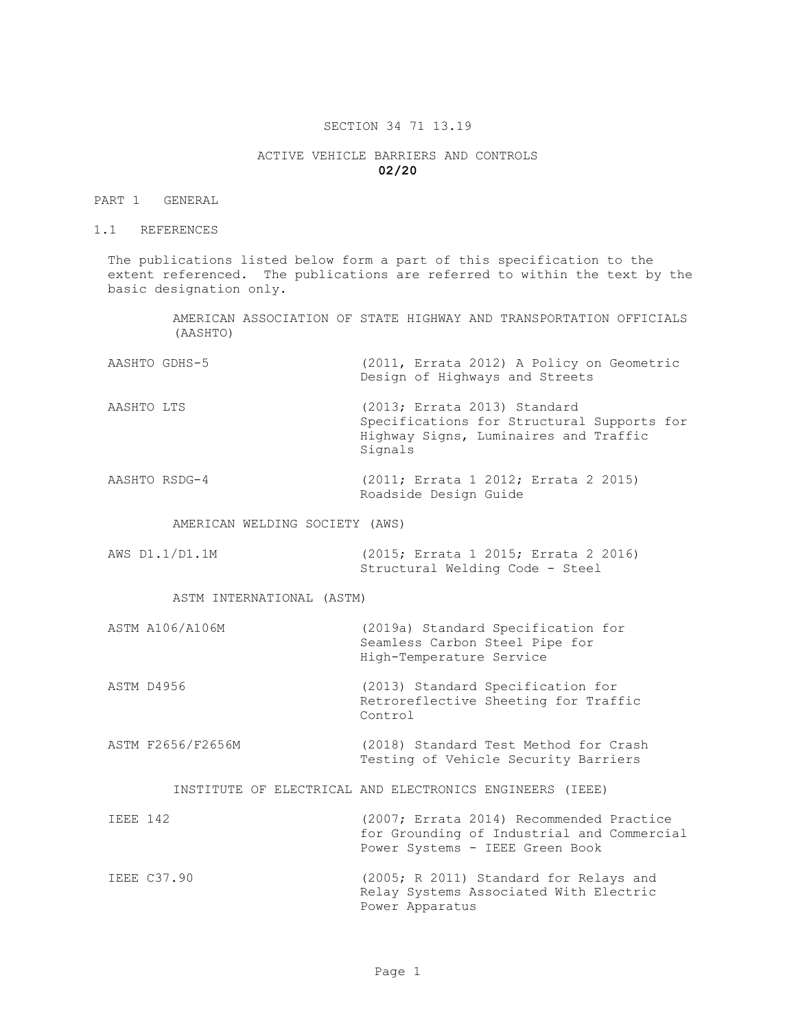# SECTION 34 71 13.19

## ACTIVE VEHICLE BARRIERS AND CONTROLS

**02/20**

## PART 1 GENERAL

### 1.1 REFERENCES

The publications listed below form a part of this specification to the extent referenced. The publications are referred to within the text by the basic designation only.

AMERICAN ASSOCIATION OF STATE HIGHWAY AND TRANSPORTATION OFFICIALS (AASHTO)

| | |
|---|---|
| AASHTO GDHS-5 | (2011, Errata 2012) A Policy on Geometric Design of Highways and Streets |
| AASHTO LTS | (2013; Errata 2013) Standard Specifications for Structural Supports for Highway Signs, Luminaires and Traffic Signals |
| AASHTO RSDG-4 | (2011; Errata 1 2012; Errata 2 2015) Roadside Design Guide |

AMERICAN WELDING SOCIETY (AWS)

| | |
|---|---|
| AWS D1.1/D1.1M | (2015; Errata 1 2015; Errata 2 2016) Structural Welding Code - Steel |

ASTM INTERNATIONAL (ASTM)

| | |
|---|---|
| ASTM A106/A106M | (2019a) Standard Specification for Seamless Carbon Steel Pipe for High-Temperature Service |
| ASTM D4956 | (2013) Standard Specification for Retroreflective Sheeting for Traffic Control |
| ASTM F2656/F2656M | (2018) Standard Test Method for Crash Testing of Vehicle Security Barriers |

INSTITUTE OF ELECTRICAL AND ELECTRONICS ENGINEERS (IEEE)

| | |
|---|---|
| IEEE 142 | (2007; Errata 2014) Recommended Practice for Grounding of Industrial and Commercial Power Systems - IEEE Green Book |
| IEEE C37.90 | (2005; R 2011) Standard for Relays and Relay Systems Associated With Electric Power Apparatus |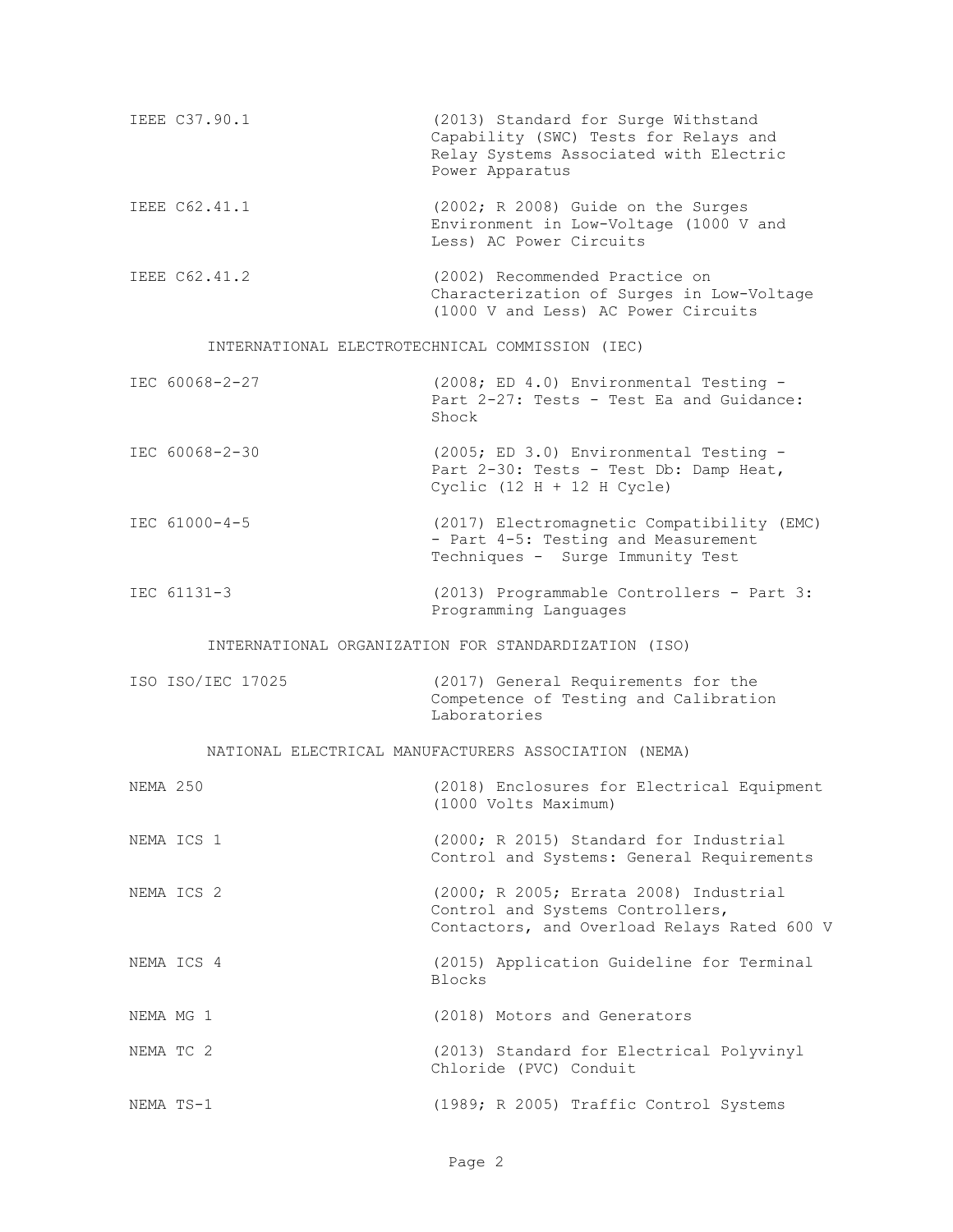IEEE C37.90.1 (2013) Standard for Surge Withstand Capability (SWC) Tests for Relays and Relay Systems Associated with Electric Power Apparatus

IEEE C62.41.1 (2002; R 2008) Guide on the Surges Environment in Low-Voltage (1000 V and Less) AC Power Circuits

IEEE C62.41.2 (2002) Recommended Practice on Characterization of Surges in Low-Voltage (1000 V and Less) AC Power Circuits

INTERNATIONAL ELECTROTECHNICAL COMMISSION (IEC)

IEC 60068-2-27 (2008; ED 4.0) Environmental Testing - Part 2-27: Tests - Test Ea and Guidance: Shock

IEC 60068-2-30 (2005; ED 3.0) Environmental Testing - Part 2-30: Tests - Test Db: Damp Heat, Cyclic (12 H + 12 H Cycle)

IEC 61000-4-5 (2017) Electromagnetic Compatibility (EMC) - Part 4-5: Testing and Measurement Techniques - Surge Immunity Test

IEC 61131-3 (2013) Programmable Controllers - Part 3: Programming Languages

INTERNATIONAL ORGANIZATION FOR STANDARDIZATION (ISO)

ISO ISO/IEC 17025 (2017) General Requirements for the Competence of Testing and Calibration Laboratories

NATIONAL ELECTRICAL MANUFACTURERS ASSOCIATION (NEMA)

NEMA 250 (2018) Enclosures for Electrical Equipment (1000 Volts Maximum)

NEMA ICS 1 (2000; R 2015) Standard for Industrial Control and Systems: General Requirements

NEMA ICS 2 (2000; R 2005; Errata 2008) Industrial Control and Systems Controllers, Contactors, and Overload Relays Rated 600 V

NEMA ICS 4 (2015) Application Guideline for Terminal Blocks

NEMA MG 1 (2018) Motors and Generators

NEMA TC 2 (2013) Standard for Electrical Polyvinyl Chloride (PVC) Conduit

NEMA TS-1 (1989; R 2005) Traffic Control Systems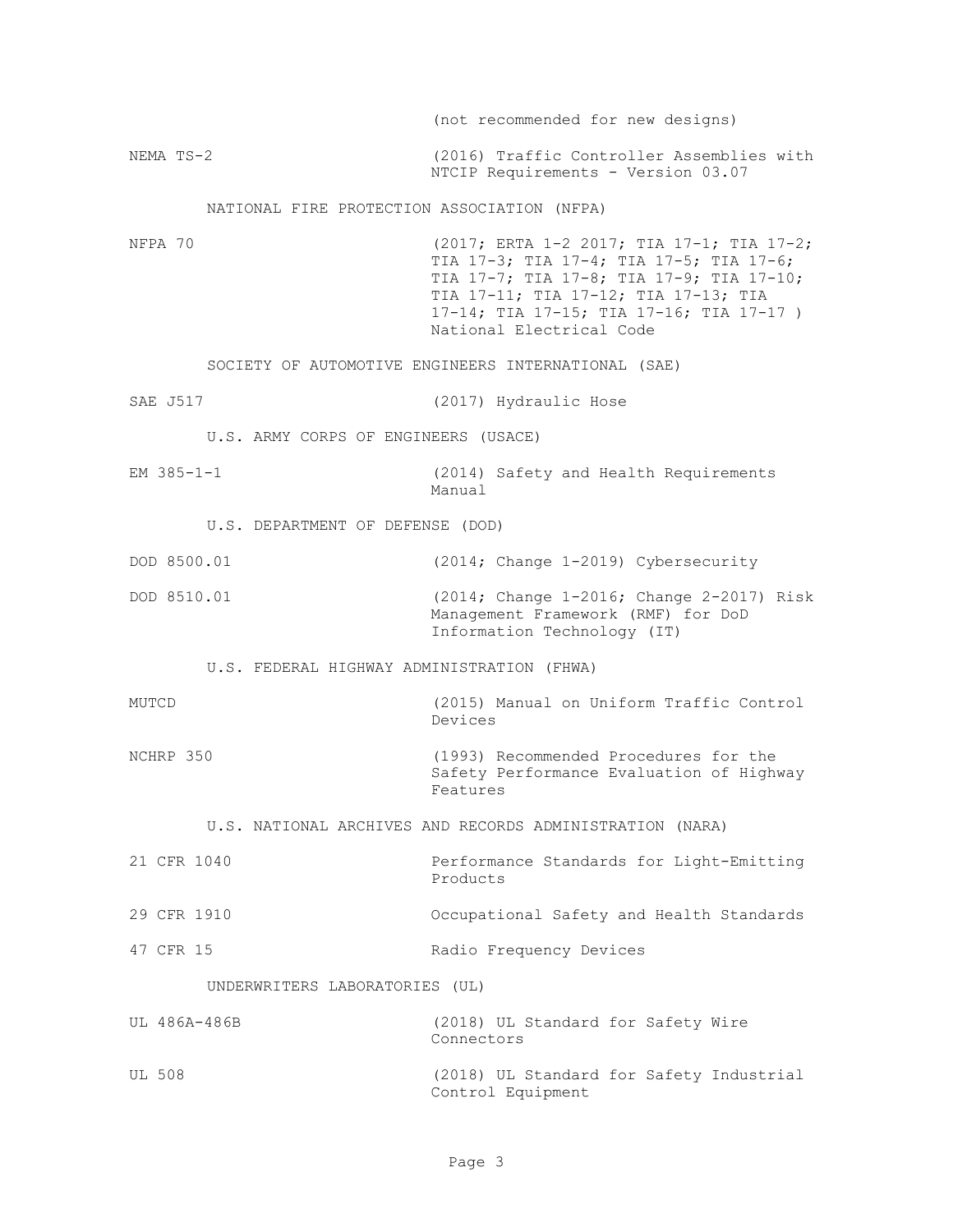(not recommended for new designs)

NEMA TS-2 (2016) Traffic Controller Assemblies with NTCIP Requirements - Version 03.07

NATIONAL FIRE PROTECTION ASSOCIATION (NFPA)

NFPA 70 (2017; ERTA 1-2 2017; TIA 17-1; TIA 17-2; TIA 17-3; TIA 17-4; TIA 17-5; TIA 17-6; TIA 17-7; TIA 17-8; TIA 17-9; TIA 17-10; TIA 17-11; TIA 17-12; TIA 17-13; TIA 17-14; TIA 17-15; TIA 17-16; TIA 17-17 ) National Electrical Code

SOCIETY OF AUTOMOTIVE ENGINEERS INTERNATIONAL (SAE)

SAE J517 (2017) Hydraulic Hose

U.S. ARMY CORPS OF ENGINEERS (USACE)

EM 385-1-1 (2014) Safety and Health Requirements Manual

U.S. DEPARTMENT OF DEFENSE (DOD)

DOD 8500.01 (2014; Change 1-2019) Cybersecurity

DOD 8510.01 (2014; Change 1-2016; Change 2-2017) Risk Management Framework (RMF) for DoD Information Technology (IT)

U.S. FEDERAL HIGHWAY ADMINISTRATION (FHWA)

MUTCD (2015) Manual on Uniform Traffic Control Devices

NCHRP 350 (1993) Recommended Procedures for the Safety Performance Evaluation of Highway Features

U.S. NATIONAL ARCHIVES AND RECORDS ADMINISTRATION (NARA)

21 CFR 1040 Performance Standards for Light-Emitting Products

29 CFR 1910 Occupational Safety and Health Standards

47 CFR 15 Radio Frequency Devices

UNDERWRITERS LABORATORIES (UL)

UL 486A-486B (2018) UL Standard for Safety Wire Connectors

UL 508 (2018) UL Standard for Safety Industrial Control Equipment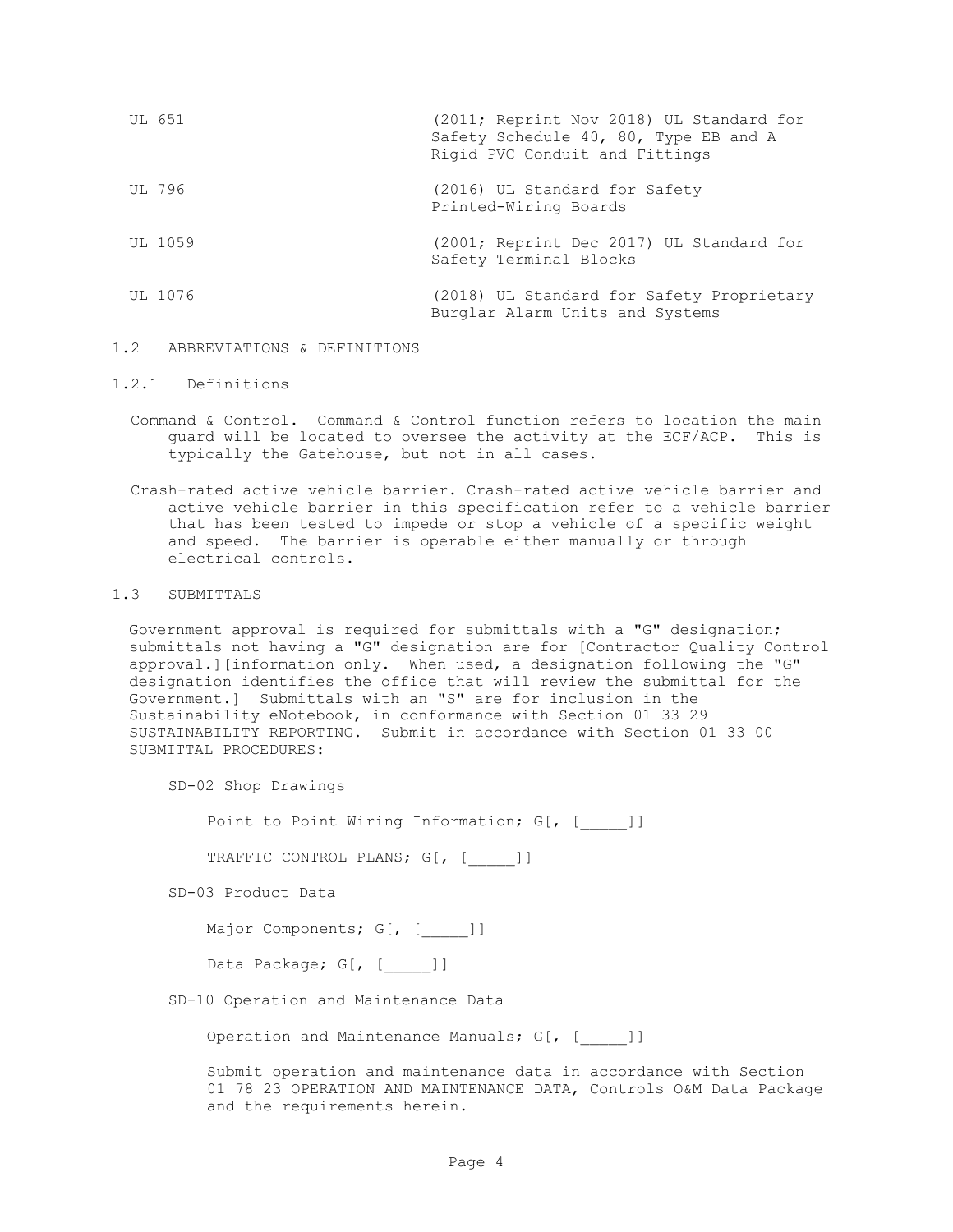| | |
|---|---|
| UL 651 | (2011; Reprint Nov 2018) UL Standard for Safety Schedule 40, 80, Type EB and A Rigid PVC Conduit and Fittings |
| UL 796 | (2016) UL Standard for Safety Printed-Wiring Boards |
| UL 1059 | (2001; Reprint Dec 2017) UL Standard for Safety Terminal Blocks |
| UL 1076 | (2018) UL Standard for Safety Proprietary Burglar Alarm Units and Systems |

## 1.2 ABBREVIATIONS & DEFINITIONS

### 1.2.1 Definitions

Command & Control. Command & Control function refers to location the main guard will be located to oversee the activity at the ECF/ACP. This is typically the Gatehouse, but not in all cases.

Crash-rated active vehicle barrier. Crash-rated active vehicle barrier and active vehicle barrier in this specification refer to a vehicle barrier that has been tested to impede or stop a vehicle of a specific weight and speed. The barrier is operable either manually or through electrical controls.

## 1.3 SUBMITTALS

Government approval is required for submittals with a "G" designation; submittals not having a "G" designation are for [Contractor Quality Control approval.][information only. When used, a designation following the "G" designation identifies the office that will review the submittal for the Government.] Submittals with an "S" are for inclusion in the Sustainability eNotebook, in conformance with Section 01 33 29 SUSTAINABILITY REPORTING. Submit in accordance with Section 01 33 00 SUBMITTAL PROCEDURES:

SD-02 Shop Drawings

Point to Point Wiring Information; G[, [_____]]

TRAFFIC CONTROL PLANS; G[, [_____]]

SD-03 Product Data

Major Components; G[, [_____]]

Data Package; G[, [_____]]

SD-10 Operation and Maintenance Data

Operation and Maintenance Manuals; G[, [_____]]

Submit operation and maintenance data in accordance with Section 01 78 23 OPERATION AND MAINTENANCE DATA, Controls O&M Data Package and the requirements herein.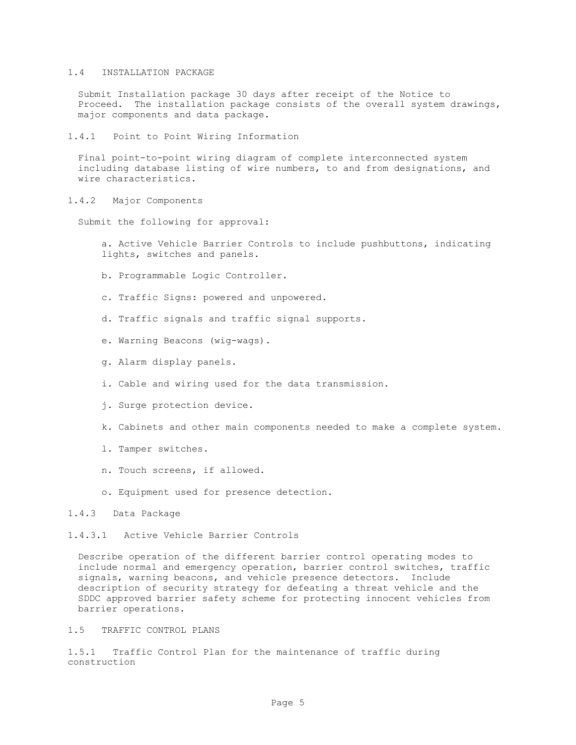## 1.4 INSTALLATION PACKAGE

Submit Installation package 30 days after receipt of the Notice to Proceed. The installation package consists of the overall system drawings, major components and data package.

### 1.4.1 Point to Point Wiring Information

Final point-to-point wiring diagram of complete interconnected system including database listing of wire numbers, to and from designations, and wire characteristics.

### 1.4.2 Major Components

Submit the following for approval:

a. Active Vehicle Barrier Controls to include pushbuttons, indicating lights, switches and panels.

b. Programmable Logic Controller.

c. Traffic Signs: powered and unpowered.

d. Traffic signals and traffic signal supports.

e. Warning Beacons (wig-wags).

g. Alarm display panels.

i. Cable and wiring used for the data transmission.

j. Surge protection device.

k. Cabinets and other main components needed to make a complete system.

l. Tamper switches.

n. Touch screens, if allowed.

o. Equipment used for presence detection.

### 1.4.3 Data Package

#### 1.4.3.1 Active Vehicle Barrier Controls

Describe operation of the different barrier control operating modes to include normal and emergency operation, barrier control switches, traffic signals, warning beacons, and vehicle presence detectors. Include description of security strategy for defeating a threat vehicle and the SDDC approved barrier safety scheme for protecting innocent vehicles from barrier operations.

## 1.5 TRAFFIC CONTROL PLANS

### 1.5.1 Traffic Control Plan for the maintenance of traffic during construction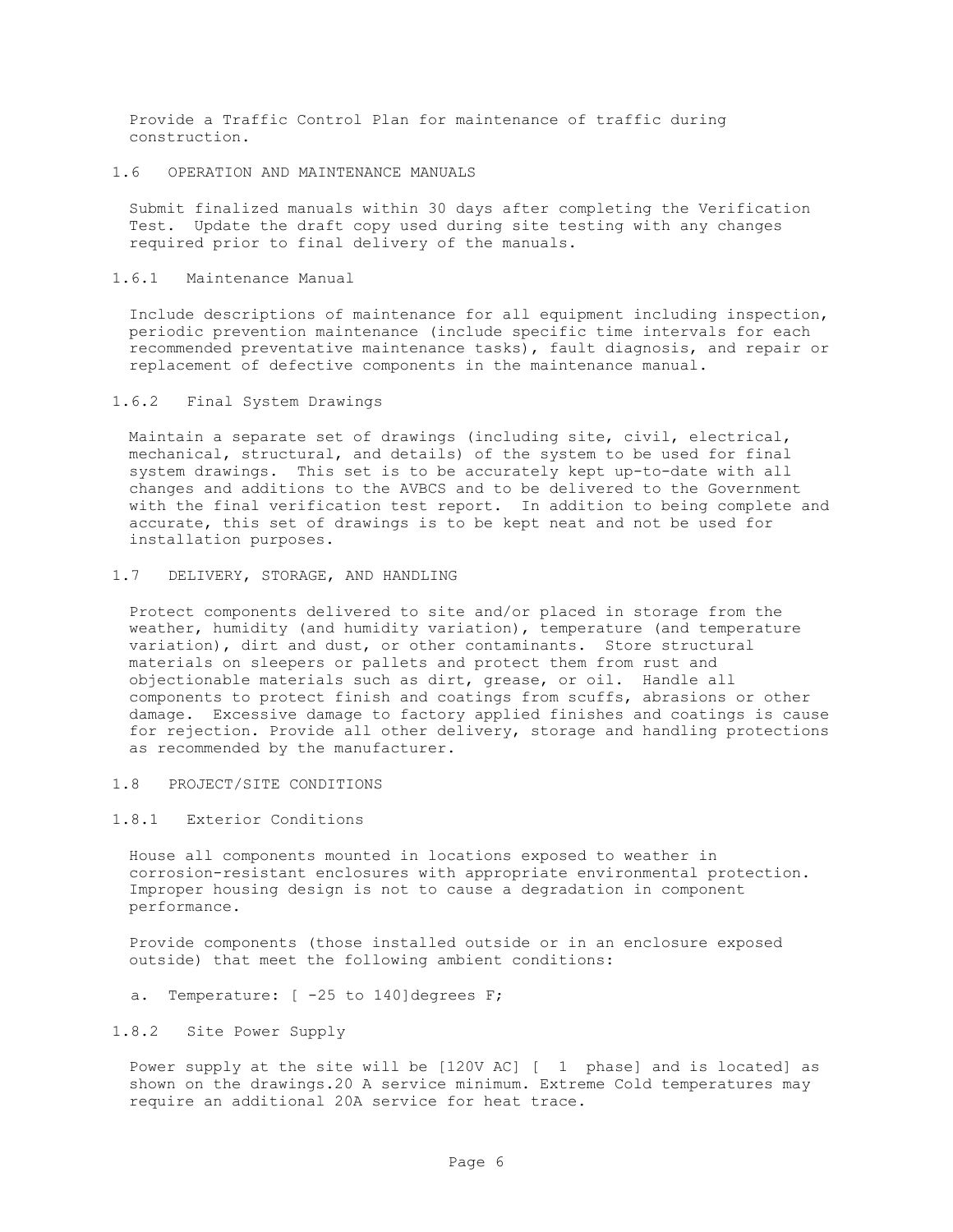Provide a Traffic Control Plan for maintenance of traffic during construction.

## 1.6 OPERATION AND MAINTENANCE MANUALS

Submit finalized manuals within 30 days after completing the Verification Test. Update the draft copy used during site testing with any changes required prior to final delivery of the manuals.

### 1.6.1 Maintenance Manual

Include descriptions of maintenance for all equipment including inspection, periodic prevention maintenance (include specific time intervals for each recommended preventative maintenance tasks), fault diagnosis, and repair or replacement of defective components in the maintenance manual.

### 1.6.2 Final System Drawings

Maintain a separate set of drawings (including site, civil, electrical, mechanical, structural, and details) of the system to be used for final system drawings. This set is to be accurately kept up-to-date with all changes and additions to the AVBCS and to be delivered to the Government with the final verification test report. In addition to being complete and accurate, this set of drawings is to be kept neat and not be used for installation purposes.

## 1.7 DELIVERY, STORAGE, AND HANDLING

Protect components delivered to site and/or placed in storage from the weather, humidity (and humidity variation), temperature (and temperature variation), dirt and dust, or other contaminants. Store structural materials on sleepers or pallets and protect them from rust and objectionable materials such as dirt, grease, or oil. Handle all components to protect finish and coatings from scuffs, abrasions or other damage. Excessive damage to factory applied finishes and coatings is cause for rejection. Provide all other delivery, storage and handling protections as recommended by the manufacturer.

## 1.8 PROJECT/SITE CONDITIONS

### 1.8.1 Exterior Conditions

House all components mounted in locations exposed to weather in corrosion-resistant enclosures with appropriate environmental protection. Improper housing design is not to cause a degradation in component performance.

Provide components (those installed outside or in an enclosure exposed outside) that meet the following ambient conditions:

a. Temperature: [ -25 to 140]degrees F;

### 1.8.2 Site Power Supply

Power supply at the site will be [120V AC] [ 1 phase] and is located] as shown on the drawings.20 A service minimum. Extreme Cold temperatures may require an additional 20A service for heat trace.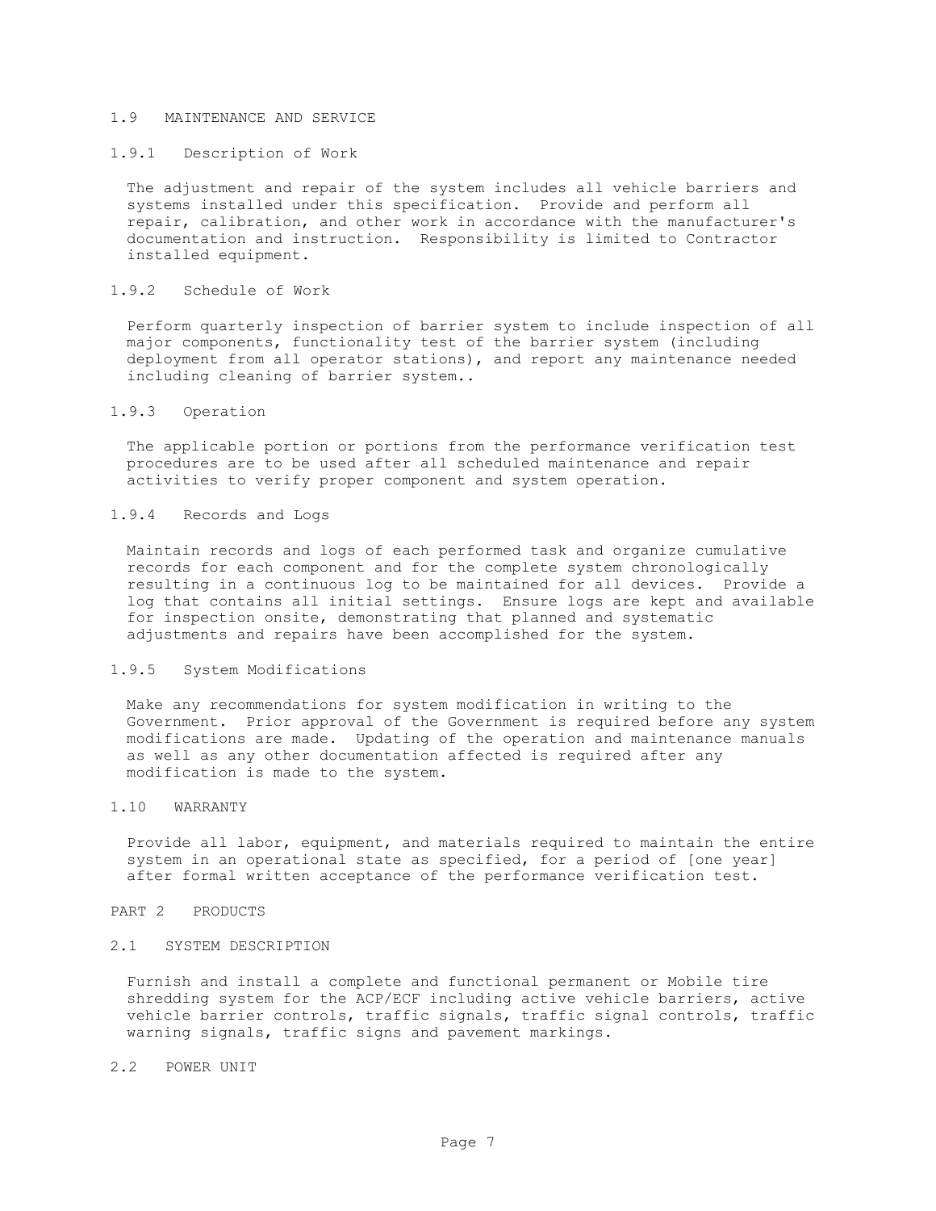## 1.9 MAINTENANCE AND SERVICE

### 1.9.1 Description of Work

The adjustment and repair of the system includes all vehicle barriers and systems installed under this specification. Provide and perform all repair, calibration, and other work in accordance with the manufacturer's documentation and instruction. Responsibility is limited to Contractor installed equipment.

### 1.9.2 Schedule of Work

Perform quarterly inspection of barrier system to include inspection of all major components, functionality test of the barrier system (including deployment from all operator stations), and report any maintenance needed including cleaning of barrier system..

### 1.9.3 Operation

The applicable portion or portions from the performance verification test procedures are to be used after all scheduled maintenance and repair activities to verify proper component and system operation.

### 1.9.4 Records and Logs

Maintain records and logs of each performed task and organize cumulative records for each component and for the complete system chronologically resulting in a continuous log to be maintained for all devices. Provide a log that contains all initial settings. Ensure logs are kept and available for inspection onsite, demonstrating that planned and systematic adjustments and repairs have been accomplished for the system.

### 1.9.5 System Modifications

Make any recommendations for system modification in writing to the Government. Prior approval of the Government is required before any system modifications are made. Updating of the operation and maintenance manuals as well as any other documentation affected is required after any modification is made to the system.

## 1.10 WARRANTY

Provide all labor, equipment, and materials required to maintain the entire system in an operational state as specified, for a period of [one year] after formal written acceptance of the performance verification test.

# PART 2 PRODUCTS

## 2.1 SYSTEM DESCRIPTION

Furnish and install a complete and functional permanent or Mobile tire shredding system for the ACP/ECF including active vehicle barriers, active vehicle barrier controls, traffic signals, traffic signal controls, traffic warning signals, traffic signs and pavement markings.

## 2.2 POWER UNIT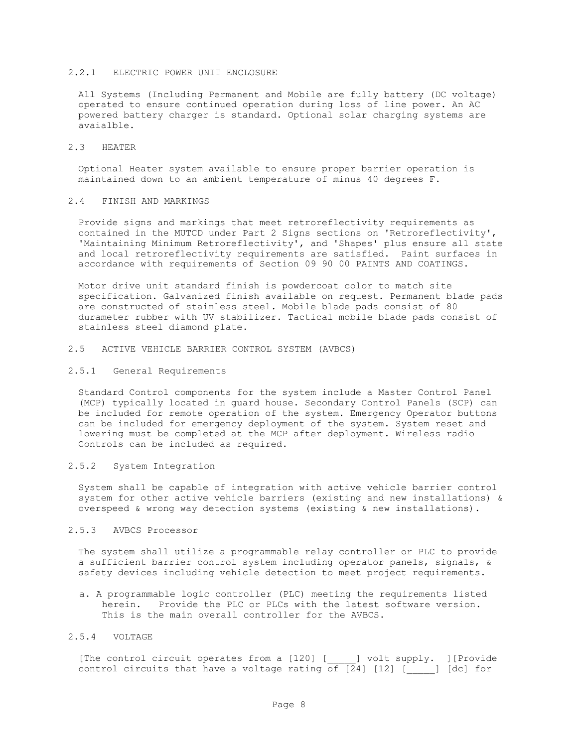#### 2.2.1 ELECTRIC POWER UNIT ENCLOSURE

All Systems (Including Permanent and Mobile are fully battery (DC voltage) operated to ensure continued operation during loss of line power. An AC powered battery charger is standard. Optional solar charging systems are avaialble.

### 2.3 HEATER

Optional Heater system available to ensure proper barrier operation is maintained down to an ambient temperature of minus 40 degrees F.

### 2.4 FINISH AND MARKINGS

Provide signs and markings that meet retroreflectivity requirements as contained in the MUTCD under Part 2 Signs sections on 'Retroreflectivity', 'Maintaining Minimum Retroreflectivity', and 'Shapes' plus ensure all state and local retroreflectivity requirements are satisfied. Paint surfaces in accordance with requirements of Section 09 90 00 PAINTS AND COATINGS.

Motor drive unit standard finish is powdercoat color to match site specification. Galvanized finish available on request. Permanent blade pads are constructed of stainless steel. Mobile blade pads consist of 80 durameter rubber with UV stabilizer. Tactical mobile blade pads consist of stainless steel diamond plate.

### 2.5 ACTIVE VEHICLE BARRIER CONTROL SYSTEM (AVBCS)

#### 2.5.1 General Requirements

Standard Control components for the system include a Master Control Panel (MCP) typically located in guard house. Secondary Control Panels (SCP) can be included for remote operation of the system. Emergency Operator buttons can be included for emergency deployment of the system. System reset and lowering must be completed at the MCP after deployment. Wireless radio Controls can be included as required.

#### 2.5.2 System Integration

System shall be capable of integration with active vehicle barrier control system for other active vehicle barriers (existing and new installations) & overspeed & wrong way detection systems (existing & new installations).

#### 2.5.3 AVBCS Processor

The system shall utilize a programmable relay controller or PLC to provide a sufficient barrier control system including operator panels, signals, & safety devices including vehicle detection to meet project requirements.

a. A programmable logic controller (PLC) meeting the requirements listed herein. Provide the PLC or PLCs with the latest software version. This is the main overall controller for the AVBCS.

#### 2.5.4 VOLTAGE

[The control circuit operates from a [120] [_____] volt supply. ][Provide control circuits that have a voltage rating of [24] [12] [_____] [dc] for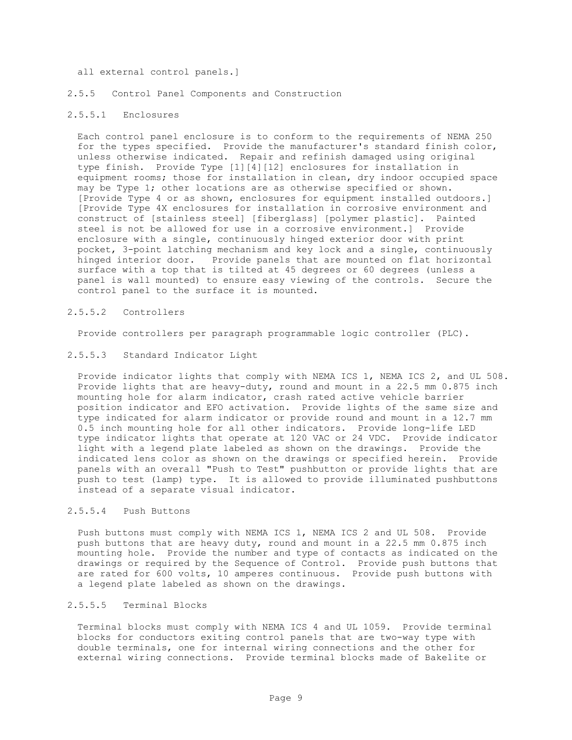all external control panels.]

#### 2.5.5 Control Panel Components and Construction

##### 2.5.5.1 Enclosures

Each control panel enclosure is to conform to the requirements of NEMA 250 for the types specified. Provide the manufacturer's standard finish color, unless otherwise indicated. Repair and refinish damaged using original type finish. Provide Type [1][4][12] enclosures for installation in equipment rooms; those for installation in clean, dry indoor occupied space may be Type 1; other locations are as otherwise specified or shown. [Provide Type 4 or as shown, enclosures for equipment installed outdoors.] [Provide Type 4X enclosures for installation in corrosive environment and construct of [stainless steel] [fiberglass] [polymer plastic]. Painted steel is not be allowed for use in a corrosive environment.] Provide enclosure with a single, continuously hinged exterior door with print pocket, 3-point latching mechanism and key lock and a single, continuously hinged interior door. Provide panels that are mounted on flat horizontal surface with a top that is tilted at 45 degrees or 60 degrees (unless a panel is wall mounted) to ensure easy viewing of the controls. Secure the control panel to the surface it is mounted.

##### 2.5.5.2 Controllers

Provide controllers per paragraph programmable logic controller (PLC).

##### 2.5.5.3 Standard Indicator Light

Provide indicator lights that comply with NEMA ICS 1, NEMA ICS 2, and UL 508. Provide lights that are heavy-duty, round and mount in a 22.5 mm 0.875 inch mounting hole for alarm indicator, crash rated active vehicle barrier position indicator and EFO activation. Provide lights of the same size and type indicated for alarm indicator or provide round and mount in a 12.7 mm 0.5 inch mounting hole for all other indicators. Provide long-life LED type indicator lights that operate at 120 VAC or 24 VDC. Provide indicator light with a legend plate labeled as shown on the drawings. Provide the indicated lens color as shown on the drawings or specified herein. Provide panels with an overall "Push to Test" pushbutton or provide lights that are push to test (lamp) type. It is allowed to provide illuminated pushbuttons instead of a separate visual indicator.

##### 2.5.5.4 Push Buttons

Push buttons must comply with NEMA ICS 1, NEMA ICS 2 and UL 508. Provide push buttons that are heavy duty, round and mount in a 22.5 mm 0.875 inch mounting hole. Provide the number and type of contacts as indicated on the drawings or required by the Sequence of Control. Provide push buttons that are rated for 600 volts, 10 amperes continuous. Provide push buttons with a legend plate labeled as shown on the drawings.

##### 2.5.5.5 Terminal Blocks

Terminal blocks must comply with NEMA ICS 4 and UL 1059. Provide terminal blocks for conductors exiting control panels that are two-way type with double terminals, one for internal wiring connections and the other for external wiring connections. Provide terminal blocks made of Bakelite or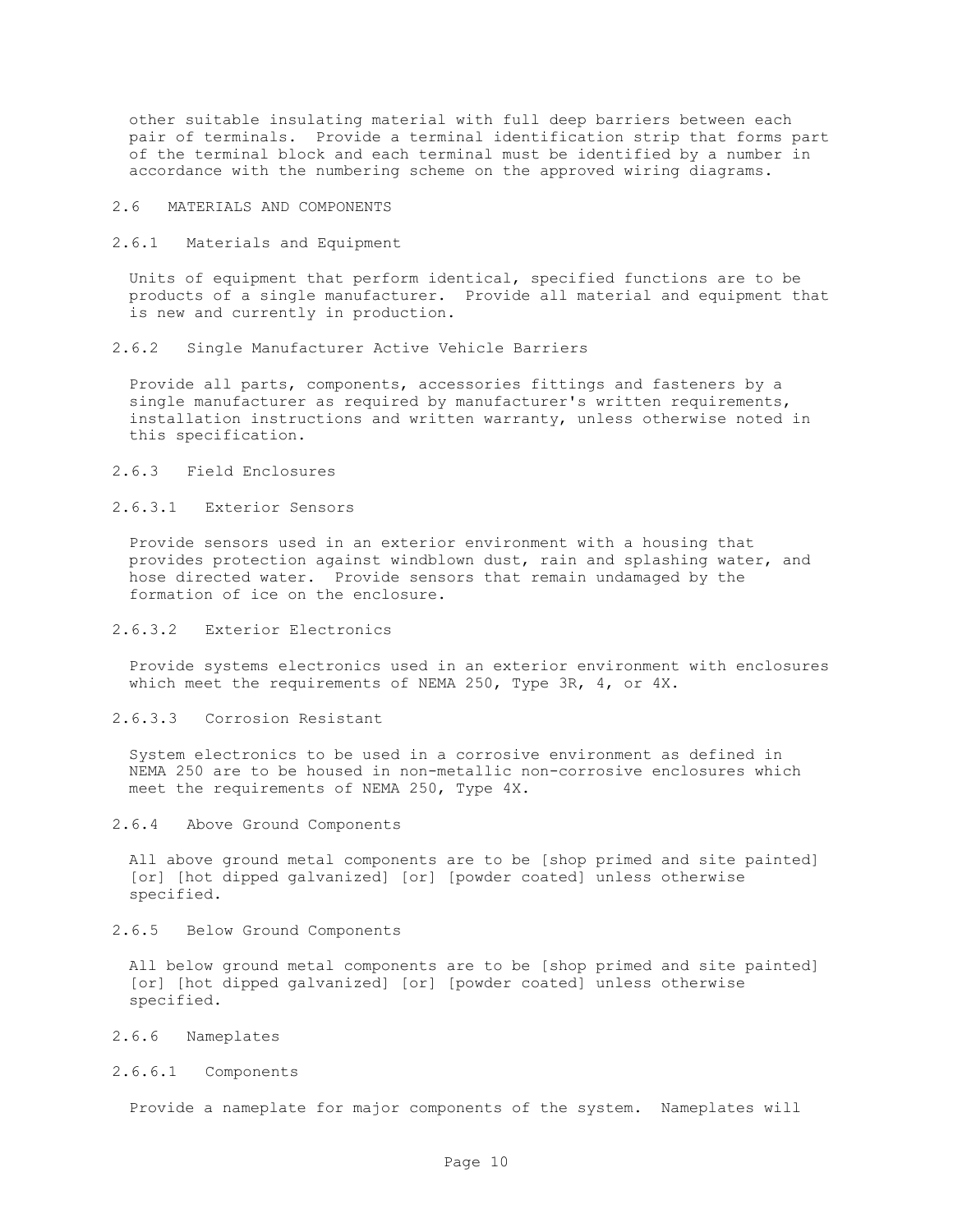other suitable insulating material with full deep barriers between each pair of terminals. Provide a terminal identification strip that forms part of the terminal block and each terminal must be identified by a number in accordance with the numbering scheme on the approved wiring diagrams.

## 2.6 MATERIALS AND COMPONENTS

### 2.6.1 Materials and Equipment

Units of equipment that perform identical, specified functions are to be products of a single manufacturer. Provide all material and equipment that is new and currently in production.

### 2.6.2 Single Manufacturer Active Vehicle Barriers

Provide all parts, components, accessories fittings and fasteners by a single manufacturer as required by manufacturer's written requirements, installation instructions and written warranty, unless otherwise noted in this specification.

### 2.6.3 Field Enclosures

#### 2.6.3.1 Exterior Sensors

Provide sensors used in an exterior environment with a housing that provides protection against windblown dust, rain and splashing water, and hose directed water. Provide sensors that remain undamaged by the formation of ice on the enclosure.

#### 2.6.3.2 Exterior Electronics

Provide systems electronics used in an exterior environment with enclosures which meet the requirements of NEMA 250, Type 3R, 4, or 4X.

#### 2.6.3.3 Corrosion Resistant

System electronics to be used in a corrosive environment as defined in NEMA 250 are to be housed in non-metallic non-corrosive enclosures which meet the requirements of NEMA 250, Type 4X.

### 2.6.4 Above Ground Components

All above ground metal components are to be [shop primed and site painted] [or] [hot dipped galvanized] [or] [powder coated] unless otherwise specified.

### 2.6.5 Below Ground Components

All below ground metal components are to be [shop primed and site painted] [or] [hot dipped galvanized] [or] [powder coated] unless otherwise specified.

### 2.6.6 Nameplates

#### 2.6.6.1 Components

Provide a nameplate for major components of the system. Nameplates will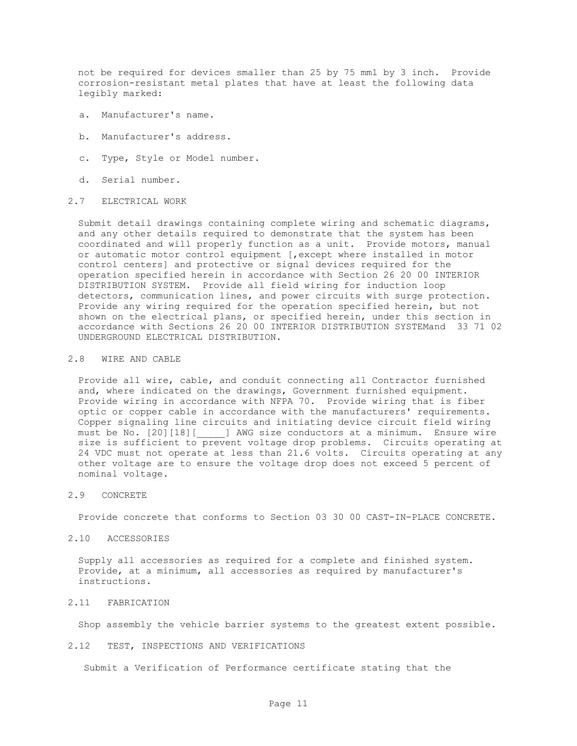not be required for devices smaller than 25 by 75 mm1 by 3 inch. Provide corrosion-resistant metal plates that have at least the following data legibly marked:

a. Manufacturer's name.

b. Manufacturer's address.

c. Type, Style or Model number.

d. Serial number.

## 2.7 ELECTRICAL WORK

Submit detail drawings containing complete wiring and schematic diagrams, and any other details required to demonstrate that the system has been coordinated and will properly function as a unit. Provide motors, manual or automatic motor control equipment [,except where installed in motor control centers] and protective or signal devices required for the operation specified herein in accordance with Section 26 20 00 INTERIOR DISTRIBUTION SYSTEM. Provide all field wiring for induction loop detectors, communication lines, and power circuits with surge protection. Provide any wiring required for the operation specified herein, but not shown on the electrical plans, or specified herein, under this section in accordance with Sections 26 20 00 INTERIOR DISTRIBUTION SYSTEMand 33 71 02 UNDERGROUND ELECTRICAL DISTRIBUTION.

## 2.8 WIRE AND CABLE

Provide all wire, cable, and conduit connecting all Contractor furnished and, where indicated on the drawings, Government furnished equipment. Provide wiring in accordance with NFPA 70. Provide wiring that is fiber optic or copper cable in accordance with the manufacturers' requirements. Copper signaling line circuits and initiating device circuit field wiring must be No. [20][18][_____] AWG size conductors at a minimum. Ensure wire size is sufficient to prevent voltage drop problems. Circuits operating at 24 VDC must not operate at less than 21.6 volts. Circuits operating at any other voltage are to ensure the voltage drop does not exceed 5 percent of nominal voltage.

## 2.9 CONCRETE

Provide concrete that conforms to Section 03 30 00 CAST-IN-PLACE CONCRETE.

## 2.10 ACCESSORIES

Supply all accessories as required for a complete and finished system. Provide, at a minimum, all accessories as required by manufacturer's instructions.

## 2.11 FABRICATION

Shop assembly the vehicle barrier systems to the greatest extent possible.

## 2.12 TEST, INSPECTIONS AND VERIFICATIONS

Submit a Verification of Performance certificate stating that the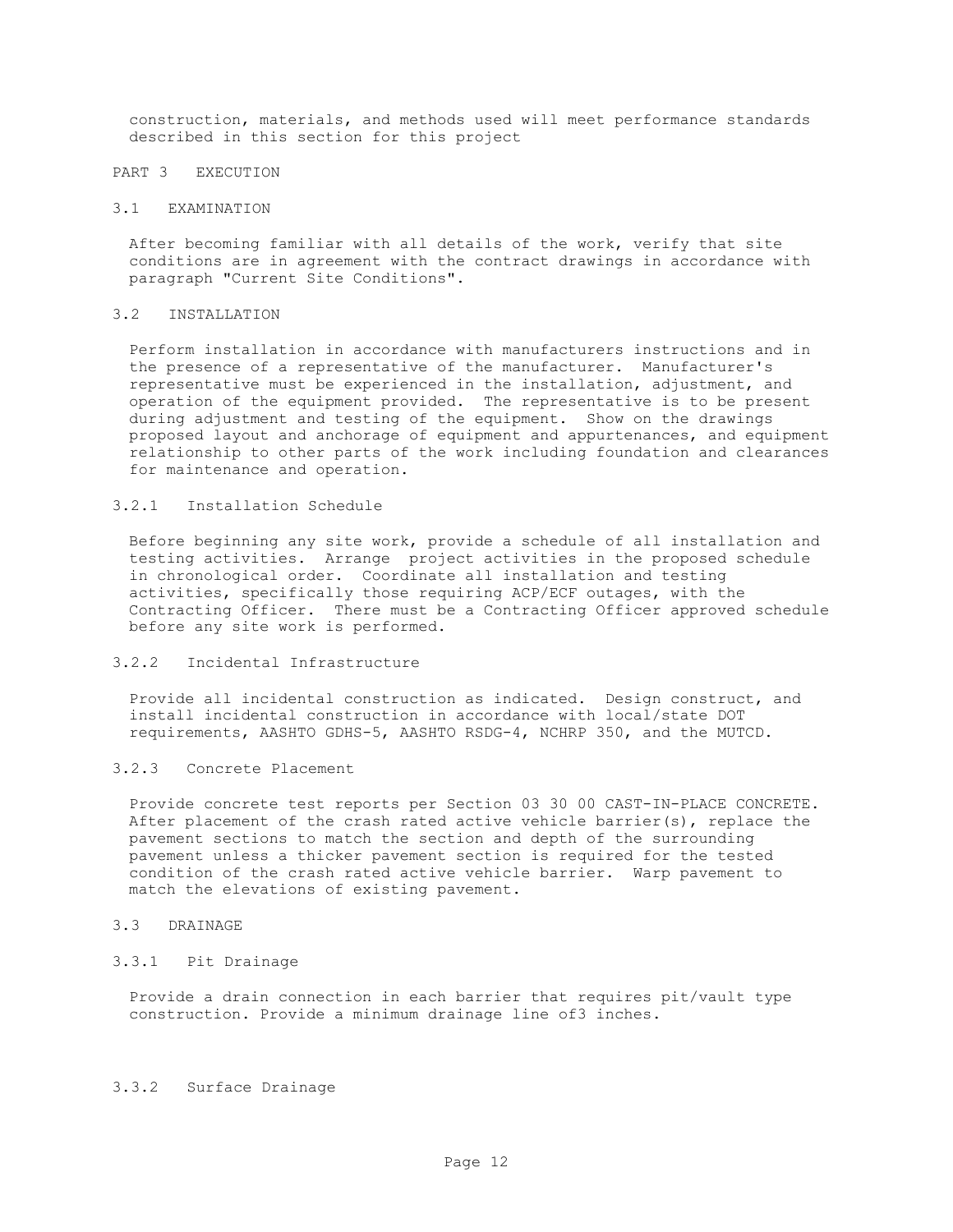construction, materials, and methods used will meet performance standards described in this section for this project

# PART 3 EXECUTION

## 3.1 EXAMINATION

After becoming familiar with all details of the work, verify that site conditions are in agreement with the contract drawings in accordance with paragraph "Current Site Conditions".

## 3.2 INSTALLATION

Perform installation in accordance with manufacturers instructions and in the presence of a representative of the manufacturer. Manufacturer's representative must be experienced in the installation, adjustment, and operation of the equipment provided. The representative is to be present during adjustment and testing of the equipment. Show on the drawings proposed layout and anchorage of equipment and appurtenances, and equipment relationship to other parts of the work including foundation and clearances for maintenance and operation.

### 3.2.1 Installation Schedule

Before beginning any site work, provide a schedule of all installation and testing activities. Arrange project activities in the proposed schedule in chronological order. Coordinate all installation and testing activities, specifically those requiring ACP/ECF outages, with the Contracting Officer. There must be a Contracting Officer approved schedule before any site work is performed.

### 3.2.2 Incidental Infrastructure

Provide all incidental construction as indicated. Design construct, and install incidental construction in accordance with local/state DOT requirements, AASHTO GDHS-5, AASHTO RSDG-4, NCHRP 350, and the MUTCD.

### 3.2.3 Concrete Placement

Provide concrete test reports per Section 03 30 00 CAST-IN-PLACE CONCRETE. After placement of the crash rated active vehicle barrier(s), replace the pavement sections to match the section and depth of the surrounding pavement unless a thicker pavement section is required for the tested condition of the crash rated active vehicle barrier. Warp pavement to match the elevations of existing pavement.

## 3.3 DRAINAGE

### 3.3.1 Pit Drainage

Provide a drain connection in each barrier that requires pit/vault type construction. Provide a minimum drainage line of3 inches.

### 3.3.2 Surface Drainage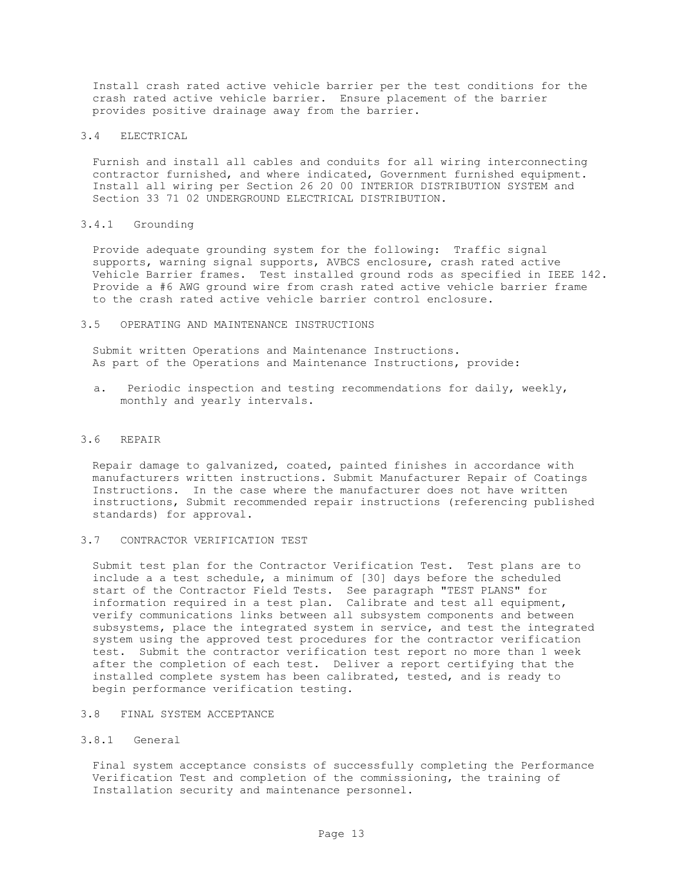Install crash rated active vehicle barrier per the test conditions for the crash rated active vehicle barrier. Ensure placement of the barrier provides positive drainage away from the barrier.

## 3.4 ELECTRICAL

Furnish and install all cables and conduits for all wiring interconnecting contractor furnished, and where indicated, Government furnished equipment. Install all wiring per Section 26 20 00 INTERIOR DISTRIBUTION SYSTEM and Section 33 71 02 UNDERGROUND ELECTRICAL DISTRIBUTION.

### 3.4.1 Grounding

Provide adequate grounding system for the following: Traffic signal supports, warning signal supports, AVBCS enclosure, crash rated active Vehicle Barrier frames. Test installed ground rods as specified in IEEE 142. Provide a #6 AWG ground wire from crash rated active vehicle barrier frame to the crash rated active vehicle barrier control enclosure.

## 3.5 OPERATING AND MAINTENANCE INSTRUCTIONS

Submit written Operations and Maintenance Instructions.
As part of the Operations and Maintenance Instructions, provide:

a. Periodic inspection and testing recommendations for daily, weekly, monthly and yearly intervals.

## 3.6 REPAIR

Repair damage to galvanized, coated, painted finishes in accordance with manufacturers written instructions. Submit Manufacturer Repair of Coatings Instructions. In the case where the manufacturer does not have written instructions, Submit recommended repair instructions (referencing published standards) for approval.

## 3.7 CONTRACTOR VERIFICATION TEST

Submit test plan for the Contractor Verification Test. Test plans are to include a a test schedule, a minimum of [30] days before the scheduled start of the Contractor Field Tests. See paragraph "TEST PLANS" for information required in a test plan. Calibrate and test all equipment, verify communications links between all subsystem components and between subsystems, place the integrated system in service, and test the integrated system using the approved test procedures for the contractor verification test. Submit the contractor verification test report no more than 1 week after the completion of each test. Deliver a report certifying that the installed complete system has been calibrated, tested, and is ready to begin performance verification testing.

## 3.8 FINAL SYSTEM ACCEPTANCE

### 3.8.1 General

Final system acceptance consists of successfully completing the Performance Verification Test and completion of the commissioning, the training of Installation security and maintenance personnel.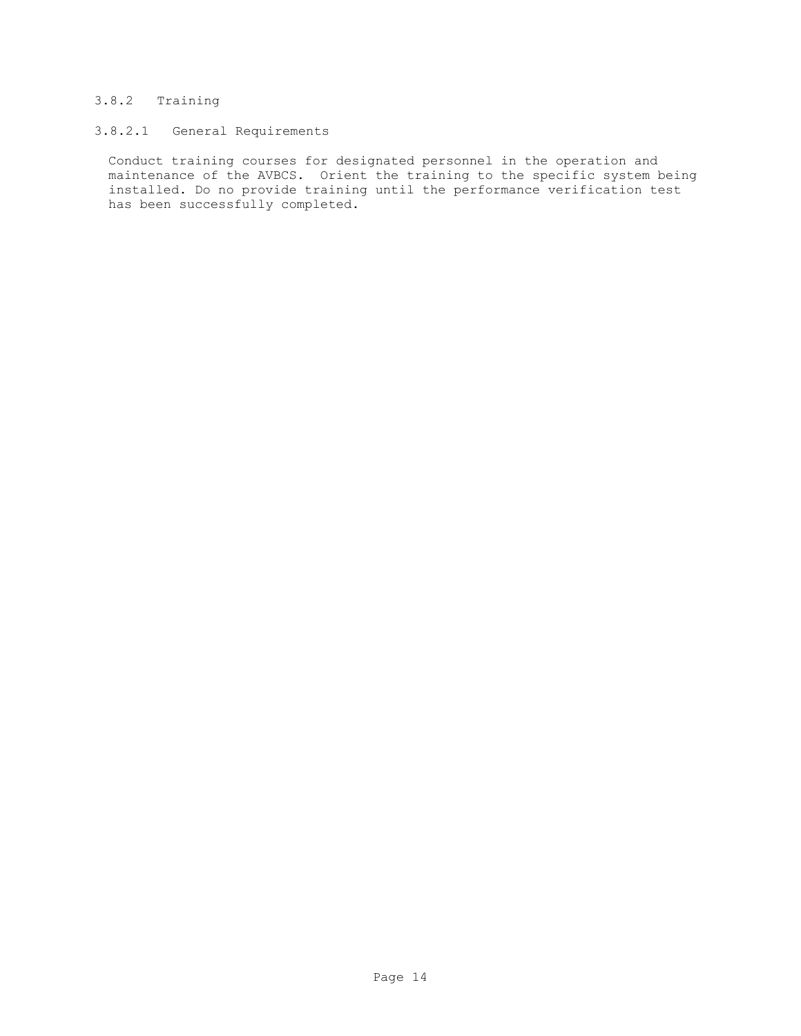### 3.8.2 Training

#### 3.8.2.1 General Requirements

Conduct training courses for designated personnel in the operation and maintenance of the AVBCS. Orient the training to the specific system being installed. Do no provide training until the performance verification test has been successfully completed.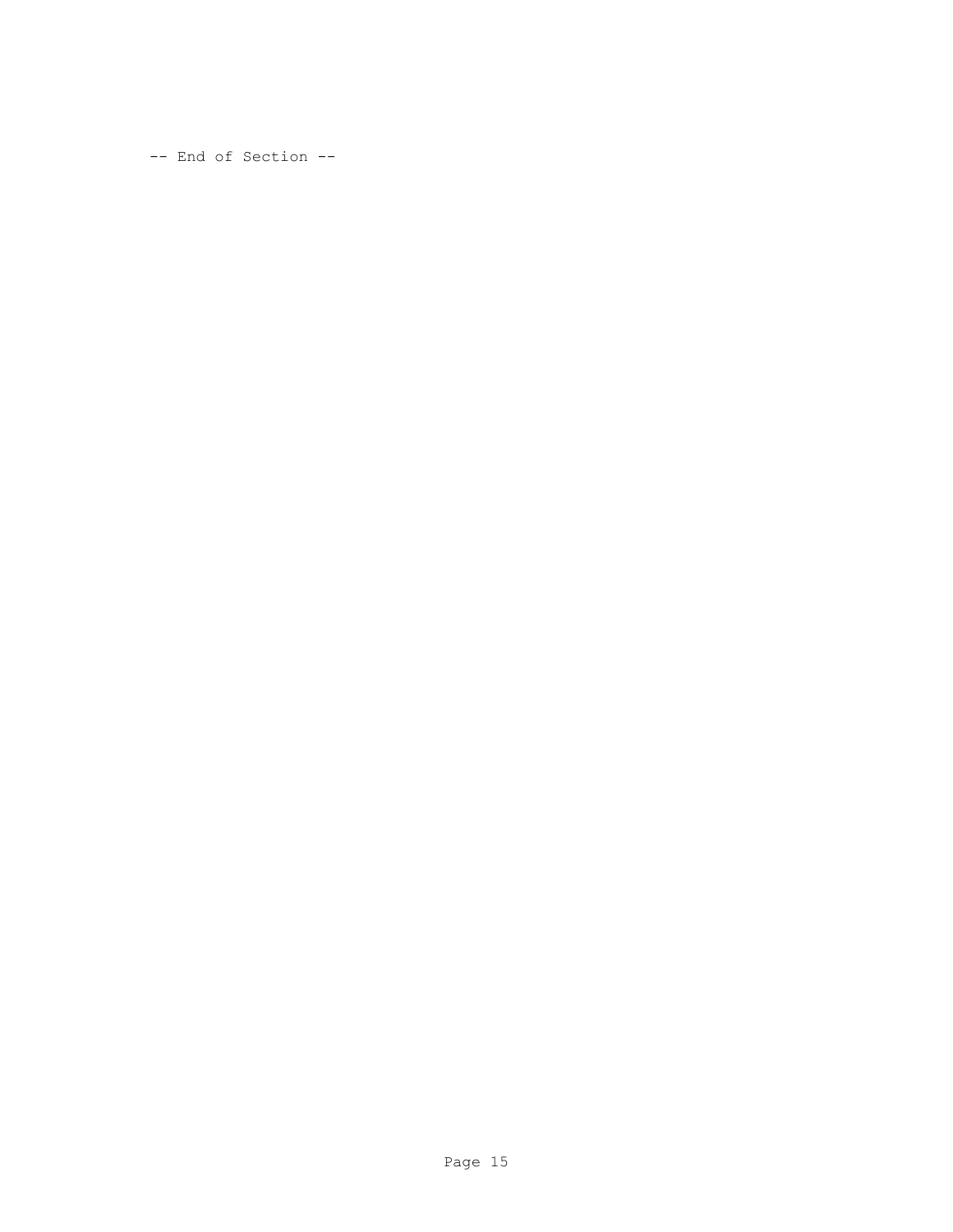-- End of Section --